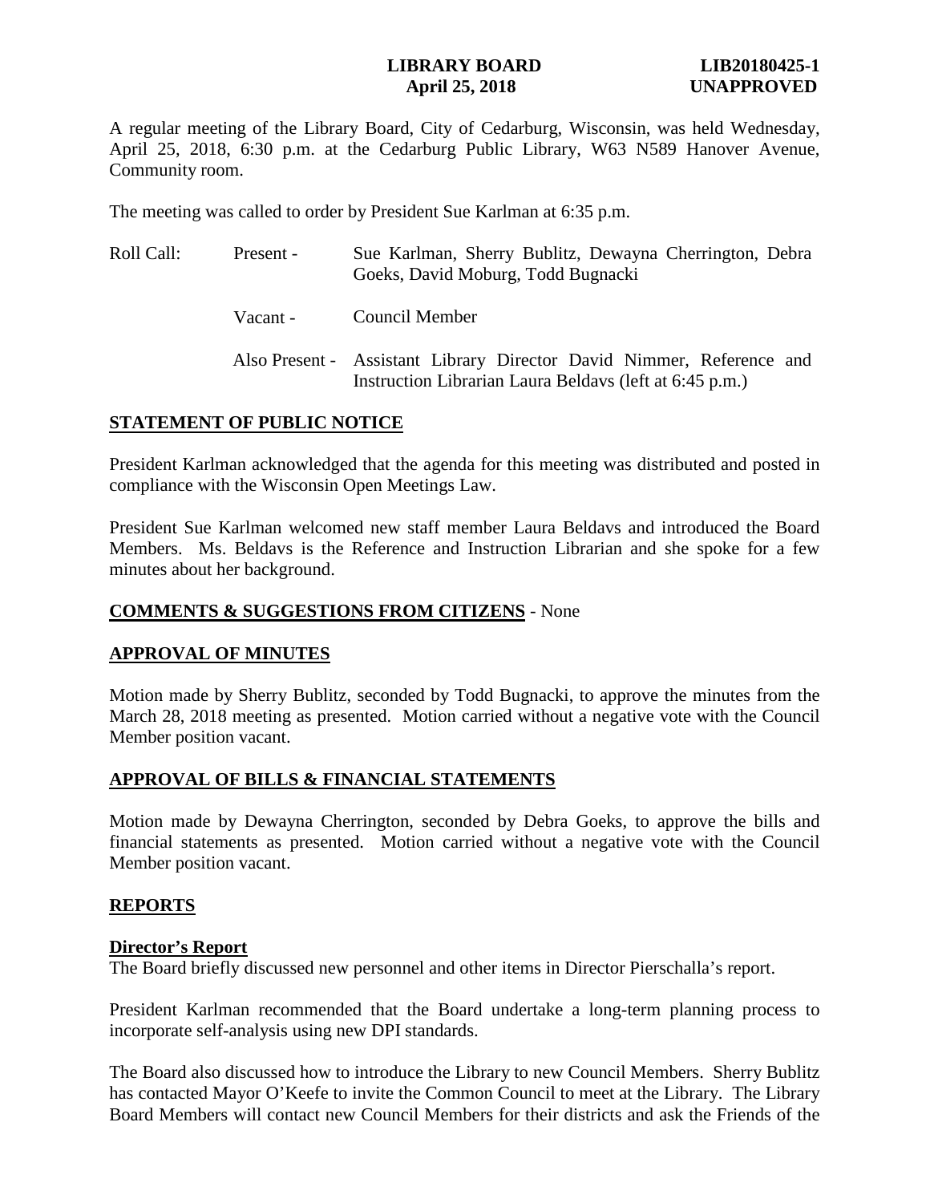**LIBRARY BOARD** **LIB20180425-1**
**April 25, 2018** **UNAPPROVED**

A regular meeting of the Library Board, City of Cedarburg, Wisconsin, was held Wednesday, April 25, 2018, 6:30 p.m. at the Cedarburg Public Library, W63 N589 Hanover Avenue, Community room.

The meeting was called to order by President Sue Karlman at 6:35 p.m.

| Roll Call: | Present - | Sue Karlman, Sherry Bublitz, Dewayna Cherrington, Debra Goeks, David Moburg, Todd Bugnacki |
|---|---|---|
| | Vacant - | Council Member |
| | Also Present - | Assistant Library Director David Nimmer, Reference and Instruction Librarian Laura Beldavs (left at 6:45 p.m.) |

## STATEMENT OF PUBLIC NOTICE

President Karlman acknowledged that the agenda for this meeting was distributed and posted in compliance with the Wisconsin Open Meetings Law.

President Sue Karlman welcomed new staff member Laura Beldavs and introduced the Board Members. Ms. Beldavs is the Reference and Instruction Librarian and she spoke for a few minutes about her background.

## COMMENTS & SUGGESTIONS FROM CITIZENS - None

## APPROVAL OF MINUTES

Motion made by Sherry Bublitz, seconded by Todd Bugnacki, to approve the minutes from the March 28, 2018 meeting as presented. Motion carried without a negative vote with the Council Member position vacant.

## APPROVAL OF BILLS & FINANCIAL STATEMENTS

Motion made by Dewayna Cherrington, seconded by Debra Goeks, to approve the bills and financial statements as presented. Motion carried without a negative vote with the Council Member position vacant.

## REPORTS

### Director's Report

The Board briefly discussed new personnel and other items in Director Pierschalla's report.

President Karlman recommended that the Board undertake a long-term planning process to incorporate self-analysis using new DPI standards.

The Board also discussed how to introduce the Library to new Council Members. Sherry Bublitz has contacted Mayor O'Keefe to invite the Common Council to meet at the Library. The Library Board Members will contact new Council Members for their districts and ask the Friends of the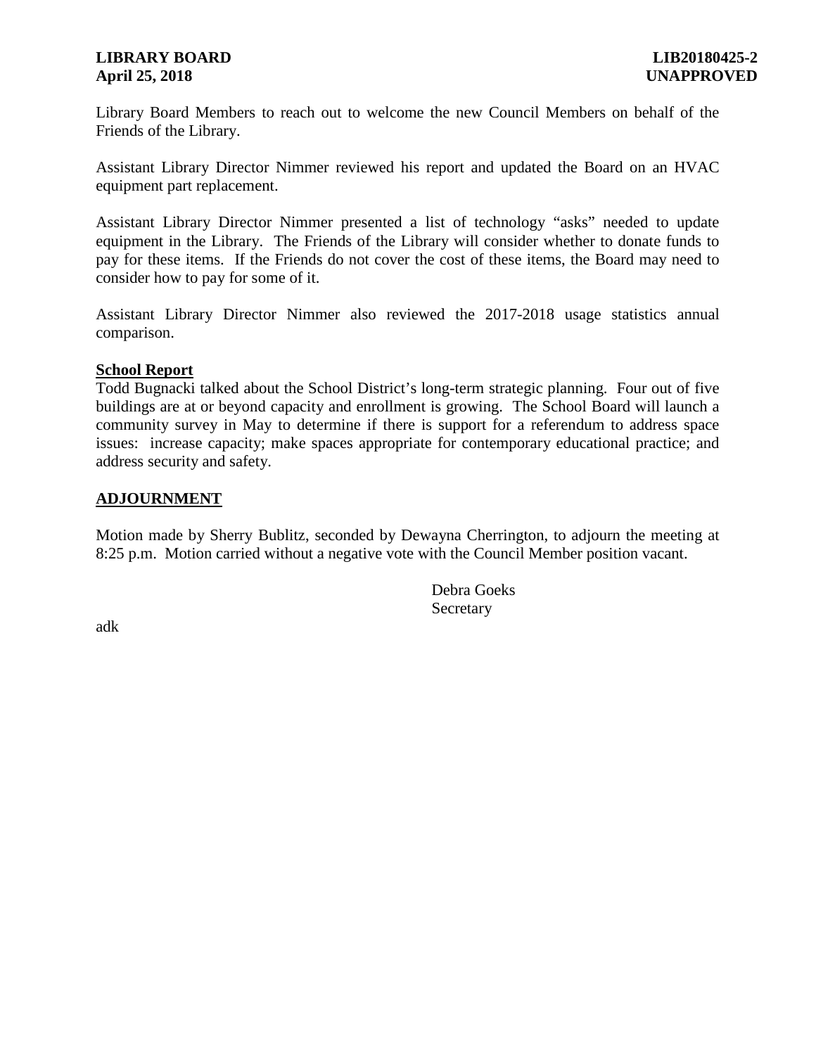Library Board Members to reach out to welcome the new Council Members on behalf of the Friends of the Library.

Assistant Library Director Nimmer reviewed his report and updated the Board on an HVAC equipment part replacement.

Assistant Library Director Nimmer presented a list of technology "asks" needed to update equipment in the Library. The Friends of the Library will consider whether to donate funds to pay for these items. If the Friends do not cover the cost of these items, the Board may need to consider how to pay for some of it.

Assistant Library Director Nimmer also reviewed the 2017-2018 usage statistics annual comparison.

**School Report**

Todd Bugnacki talked about the School District's long-term strategic planning. Four out of five buildings are at or beyond capacity and enrollment is growing. The School Board will launch a community survey in May to determine if there is support for a referendum to address space issues: increase capacity; make spaces appropriate for contemporary educational practice; and address security and safety.

## ADJOURNMENT

Motion made by Sherry Bublitz, seconded by Dewayna Cherrington, to adjourn the meeting at 8:25 p.m. Motion carried without a negative vote with the Council Member position vacant.

Debra Goeks
Secretary

adk